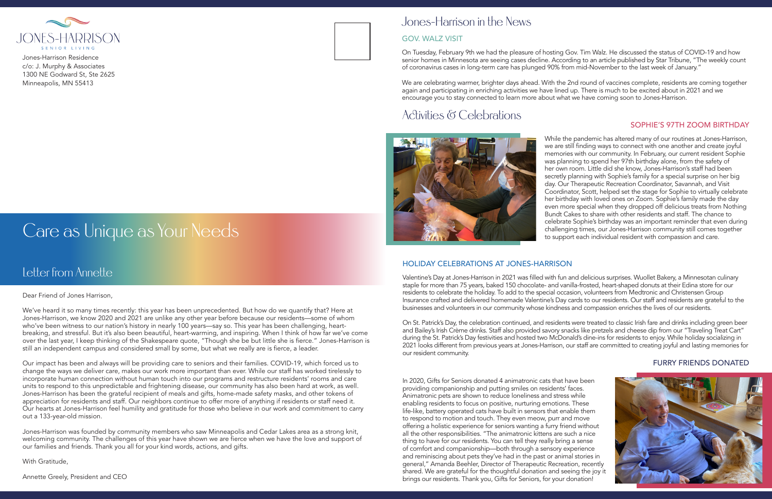JONES-HARRISON

SENIOR LIVING

Jones-Harrison Residence
c/o: J. Murphy & Associates
1300 NE Godward St, Ste 2625
Minneapolis, MN 55413

# Care as Unique as Your Needs

## Letter from Annette

Dear Friend of Jones Harrison,

We've heard it so many times recently: this year has been unprecedented. But how do we quantify that? Here at Jones-Harrison, we know 2020 and 2021 are unlike any other year before because our residents—some of whom who've been witness to our nation's history in nearly 100 years—say so. This year has been challenging, heart-breaking, and stressful. But it's also been beautiful, heart-warming, and inspiring. When I think of how far we've come over the last year, I keep thinking of the Shakespeare quote, "Though she be but little she is fierce." Jones-Harrison is still an independent campus and considered small by some, but what we really are is fierce, a leader.

Our impact has been and always will be providing care to seniors and their families. COVID-19, which forced us to change the ways we deliver care, makes our work more important than ever. While our staff has worked tirelessly to incorporate human connection without human touch into our programs and restructure residents' rooms and care units to respond to this unpredictable and frightening disease, our community has also been hard at work, as well. Jones-Harrison has been the grateful recipient of meals and gifts, home-made safety masks, and other tokens of appreciation for residents and staff. Our neighbors continue to offer more of anything if residents or staff need it. Our hearts at Jones-Harrison feel humility and gratitude for those who believe in our work and commitment to carry out a 133-year-old mission.

Jones-Harrison was founded by community members who saw Minneapolis and Cedar Lakes area as a strong knit, welcoming community. The challenges of this year have shown we are fierce when we have the love and support of our families and friends. Thank you all for your kind words, actions, and gifts.

With Gratitude,

Annette Greely, President and CEO

## Jones-Harrison in the News

### GOV. WALZ VISIT

On Tuesday, February 9th we had the pleasure of hosting Gov. Tim Walz. He discussed the status of COVID-19 and how senior homes in Minnesota are seeing cases decline. According to an article published by Star Tribune, "The weekly count of coronavirus cases in long-term care has plunged 90% from mid-November to the last week of January."

We are celebrating warmer, brighter days ahead. With the 2nd round of vaccines complete, residents are coming together again and participating in enriching activities we have lined up. There is much to be excited about in 2021 and we encourage you to stay connected to learn more about what we have coming soon to Jones-Harrison.

## Activities & Celebrations

### SOPHIE'S 97TH ZOOM BIRTHDAY

While the pandemic has altered many of our routines at Jones-Harrison, we are still finding ways to connect with one another and create joyful memories with our community. In February, our current resident Sophie was planning to spend her 97th birthday alone, from the safety of her own room. Little did she know, Jones-Harrison's staff had been secretly planning with Sophie's family for a special surprise on her big day. Our Therapeutic Recreation Coordinator, Savannah, and Visit Coordinator, Scott, helped set the stage for Sophie to virtually celebrate her birthday with loved ones on Zoom. Sophie's family made the day even more special when they dropped off delicious treats from Nothing Bundt Cakes to share with other residents and staff. The chance to celebrate Sophie's birthday was an important reminder that even during challenging times, our Jones-Harrison community still comes together to support each individual resident with compassion and care.

### HOLIDAY CELEBRATIONS AT JONES-HARRISON

Valentine's Day at Jones-Harrison in 2021 was filled with fun and delicious surprises. Wuollet Bakery, a Minnesotan culinary staple for more than 75 years, baked 150 chocolate- and vanilla-frosted, heart-shaped donuts at their Edina store for our residents to celebrate the holiday. To add to the special occasion, volunteers from Medtronic and Christensen Group Insurance crafted and delivered homemade Valentine's Day cards to our residents. Our staff and residents are grateful to the businesses and volunteers in our community whose kindness and compassion enriches the lives of our residents.

On St. Patrick's Day, the celebration continued, and residents were treated to classic Irish fare and drinks including green beer and Bailey's Irish Crème drinks. Staff also provided savory snacks like pretzels and cheese dip from our "Traveling Treat Cart" during the St. Patrick's Day festivities and hosted two McDonald's dine-ins for residents to enjoy. While holiday socializing in 2021 looks different from previous years at Jones-Harrison, our staff are committed to creating joyful and lasting memories for our resident community.

### FURRY FRIENDS DONATED

In 2020, Gifts for Seniors donated 4 animatronic cats that have been providing companionship and putting smiles on residents' faces. Animatronic pets are shown to reduce loneliness and stress while enabling residents to focus on positive, nurturing emotions. These life-like, battery operated cats have built in sensors that enable them to respond to motion and touch. They even meow, purr and move offering a holistic experience for seniors wanting a furry friend without all the other responsibilities. "The animatronic kittens are such a nice thing to have for our residents. You can tell they really bring a sense of comfort and companionship—both through a sensory experience and reminiscing about pets they've had in the past or animal stories in general," Amanda Beehler, Director of Therapeutic Recreation, recently shared. We are grateful for the thoughtful donation and seeing the joy it brings our residents. Thank you, Gifts for Seniors, for your donation!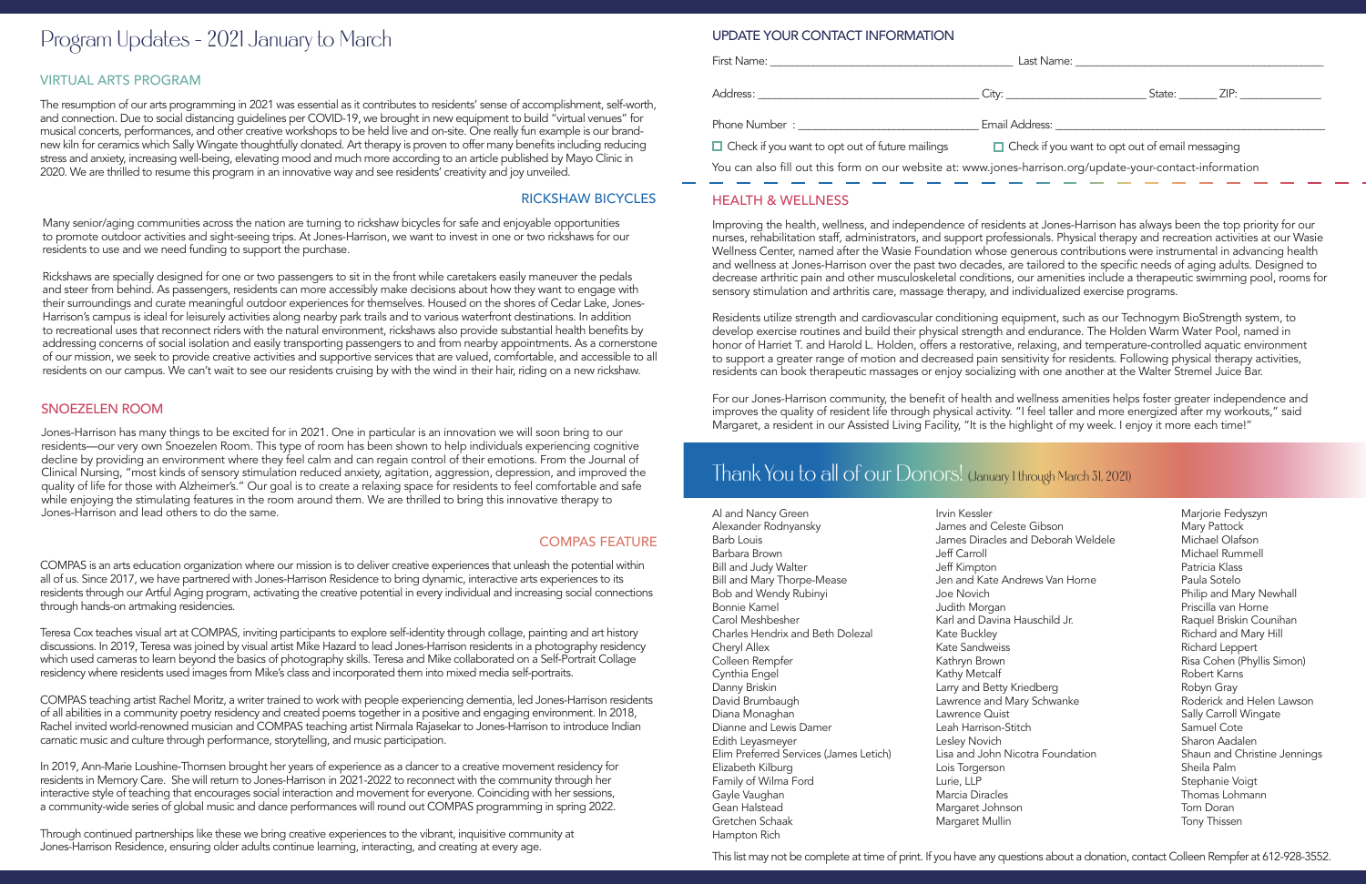# Program Updates - 2021 January to March

## VIRTUAL ARTS PROGRAM

The resumption of our arts programming in 2021 was essential as it contributes to residents' sense of accomplishment, self-worth, and connection. Due to social distancing guidelines per COVID-19, we brought in new equipment to build "virtual venues" for musical concerts, performances, and other creative workshops to be held live and on-site. One really fun example is our brand-new kiln for ceramics which Sally Wingate thoughtfully donated. Art therapy is proven to offer many benefits including reducing stress and anxiety, increasing well-being, elevating mood and much more according to an article published by Mayo Clinic in 2020. We are thrilled to resume this program in an innovative way and see residents' creativity and joy unveiled.

## RICKSHAW BICYCLES

Many senior/aging communities across the nation are turning to rickshaw bicycles for safe and enjoyable opportunities to promote outdoor activities and sight-seeing trips. At Jones-Harrison, we want to invest in one or two rickshaws for our residents to use and we need funding to support the purchase.

Rickshaws are specially designed for one or two passengers to sit in the front while caretakers easily maneuver the pedals and steer from behind. As passengers, residents can more accessibly make decisions about how they want to engage with their surroundings and curate meaningful outdoor experiences for themselves. Housed on the shores of Cedar Lake, Jones-Harrison's campus is ideal for leisurely activities along nearby park trails and to various waterfront destinations. In addition to recreational uses that reconnect riders with the natural environment, rickshaws also provide substantial health benefits by addressing concerns of social isolation and easily transporting passengers to and from nearby appointments. As a cornerstone of our mission, we seek to provide creative activities and supportive services that are valued, comfortable, and accessible to all residents on our campus. We can't wait to see our residents cruising by with the wind in their hair, riding on a new rickshaw.

## SNOEZELEN ROOM

Jones-Harrison has many things to be excited for in 2021. One in particular is an innovation we will soon bring to our residents—our very own Snoezelen Room. This type of room has been shown to help individuals experiencing cognitive decline by providing an environment where they feel calm and can regain control of their emotions. From the Journal of Clinical Nursing, "most kinds of sensory stimulation reduced anxiety, agitation, aggression, depression, and improved the quality of life for those with Alzheimer's." Our goal is to create a relaxing space for residents to feel comfortable and safe while enjoying the stimulating features in the room around them. We are thrilled to bring this innovative therapy to Jones-Harrison and lead others to do the same.

## COMPAS FEATURE

COMPAS is an arts education organization where our mission is to deliver creative experiences that unleash the potential within all of us. Since 2017, we have partnered with Jones-Harrison Residence to bring dynamic, interactive arts experiences to its residents through our Artful Aging program, activating the creative potential in every individual and increasing social connections through hands-on artmaking residencies.

Teresa Cox teaches visual art at COMPAS, inviting participants to explore self-identity through collage, painting and art history discussions. In 2019, Teresa was joined by visual artist Mike Hazard to lead Jones-Harrison residents in a photography residency which used cameras to learn beyond the basics of photography skills. Teresa and Mike collaborated on a Self-Portrait Collage residency where residents used images from Mike's class and incorporated them into mixed media self-portraits.

COMPAS teaching artist Rachel Moritz, a writer trained to work with people experiencing dementia, led Jones-Harrison residents of all abilities in a community poetry residency and created poems together in a positive and engaging environment. In 2018, Rachel invited world-renowned musician and COMPAS teaching artist Nirmala Rajasekar to Jones-Harrison to introduce Indian carnatic music and culture through performance, storytelling, and music participation.

In 2019, Ann-Marie Loushine-Thomsen brought her years of experience as a dancer to a creative movement residency for residents in Memory Care. She will return to Jones-Harrison in 2021-2022 to reconnect with the community through her interactive style of teaching that encourages social interaction and movement for everyone. Coinciding with her sessions, a community-wide series of global music and dance performances will round out COMPAS programming in spring 2022.

Through continued partnerships like these we bring creative experiences to the vibrant, inquisitive community at Jones-Harrison Residence, ensuring older adults continue learning, interacting, and creating at every age.

## UPDATE YOUR CONTACT INFORMATION

First Name: ______________________ Last Name: ______________________

Address: ______________________ City: ______________ State: ______ ZIP: __________

Phone Number : ______________________ Email Address: ______________________

☐ Check if you want to opt out of future mailings ☐ Check if you want to opt out of email messaging

You can also fill out this form on our website at: www.jones-harrison.org/update-your-contact-information

## HEALTH & WELLNESS

Improving the health, wellness, and independence of residents at Jones-Harrison has always been the top priority for our nurses, rehabilitation staff, administrators, and support professionals. Physical therapy and recreation activities at our Wasie Wellness Center, named after the Wasie Foundation whose generous contributions were instrumental in advancing health and wellness at Jones-Harrison over the past two decades, are tailored to the specific needs of aging adults. Designed to decrease arthritic pain and other musculoskeletal conditions, our amenities include a therapeutic swimming pool, rooms for sensory stimulation and arthritis care, massage therapy, and individualized exercise programs.

Residents utilize strength and cardiovascular conditioning equipment, such as our Technogym BioStrength system, to develop exercise routines and build their physical strength and endurance. The Holden Warm Water Pool, named in honor of Harriet T. and Harold L. Holden, offers a restorative, relaxing, and temperature-controlled aquatic environment to support a greater range of motion and decreased pain sensitivity for residents. Following physical therapy activities, residents can book therapeutic massages or enjoy socializing with one another at the Walter Stremel Juice Bar.

For our Jones-Harrison community, the benefit of health and wellness amenities helps foster greater independence and improves the quality of resident life through physical activity. "I feel taller and more energized after my workouts," said Margaret, a resident in our Assisted Living Facility, "It is the highlight of my week. I enjoy it more each time!"

# Thank You to all of our Donors! (January 1 through March 31, 2021)

Al and Nancy Green
Alexander Rodnyansky
Barb Louis
Barbara Brown
Bill and Judy Walter
Bill and Mary Thorpe-Mease
Bob and Wendy Rubinyi
Bonnie Kamel
Carol Meshbesher
Charles Hendrix and Beth Dolezal
Cheryl Allex
Colleen Rempfer
Cynthia Engel
Danny Briskin
David Brumbaugh
Diana Monaghan
Dianne and Lewis Damer
Edith Levasmeyer
Elim Preferred Services (James Letich)
Elizabeth Kilburg
Family of Wilma Ford
Gayle Vaughan
Gean Halstead
Gretchen Schaak
Hampton Rich
Irvin Kessler
James and Celeste Gibson
James Diracles and Deborah Weldele
Jeff Carroll
Jeff Kimpton
Jen and Kate Andrews Van Horne
Joe Novich
Judith Morgan
Karl and Davina Hauschild Jr.
Kate Buckley
Kate Sandweiss
Kathryn Brown
Kathy Metcalf
Larry and Betty Kriedberg
Lawrence and Mary Schwanke
Lawrence Quist
Leah Harrison-Stitch
Lesley Novich
Lisa and John Nicotra Foundation
Lois Torgerson
Lurie, LLP
Marcia Diracles
Margaret Johnson
Margaret Mullin
Marjorie Fedyszyn
Mary Pattock
Michael Olafson
Michael Rummell
Patricia Klass
Paula Sotelo
Philip and Mary Newhall
Priscilla van Horne
Raquel Briskin Counihan
Richard and Mary Hill
Richard Leppert
Risa Cohen (Phyllis Simon)
Robert Karns
Robyn Gray
Roderick and Helen Lawson
Sally Carroll Wingate
Samuel Cote
Sharon Aadalen
Shaun and Christine Jennings
Sheila Palm
Stephanie Voigt
Thomas Lohmann
Tom Doran
Tony Thissen

This list may not be complete at time of print. If you have any questions about a donation, contact Colleen Rempfer at 612-928-3552.